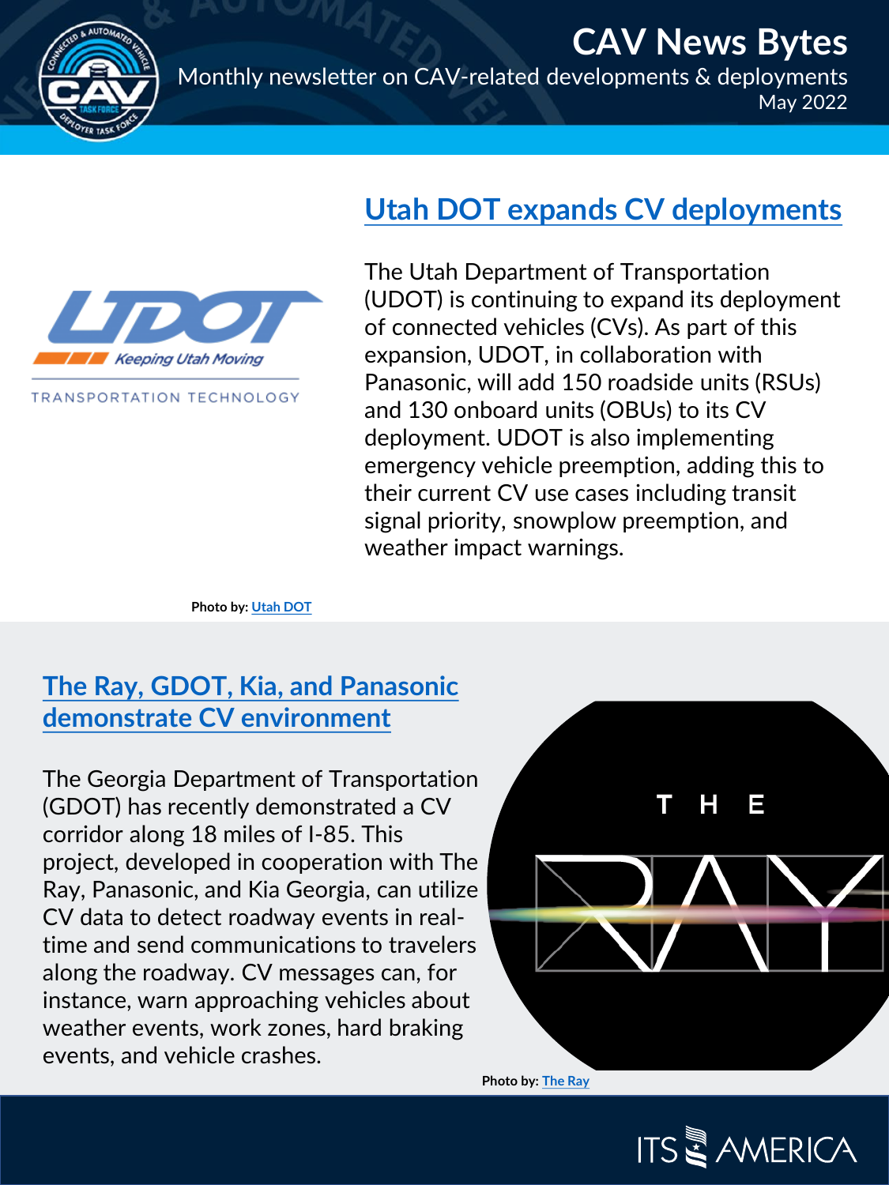# CAV News Bytes

Monthly newsletter on CAV-related developments & deployments

May 2022

## Utah DOT expands CV deployments

The Utah Department of Transportation (UDOT) is continuing to expand its deployment of connected vehicles (CVs). As part of this expansion, UDOT, in collaboration with Panasonic, will add 150 roadside units (RSUs) and 130 onboard units (OBUs) to its CV deployment. UDOT is also implementing emergency vehicle preemption, adding this to their current CV use cases including transit signal priority, snowplow preemption, and weather impact warnings.

**Photo by:** Utah DOT

## The Ray, GDOT, Kia, and Panasonic demonstrate CV environment

The Georgia Department of Transportation (GDOT) has recently demonstrated a CV corridor along 18 miles of I-85. This project, developed in cooperation with The Ray, Panasonic, and Kia Georgia, can utilize CV data to detect roadway events in real-time and send communications to travelers along the roadway. CV messages can, for instance, warn approaching vehicles about weather events, work zones, hard braking events, and vehicle crashes.

**Photo by:** The Ray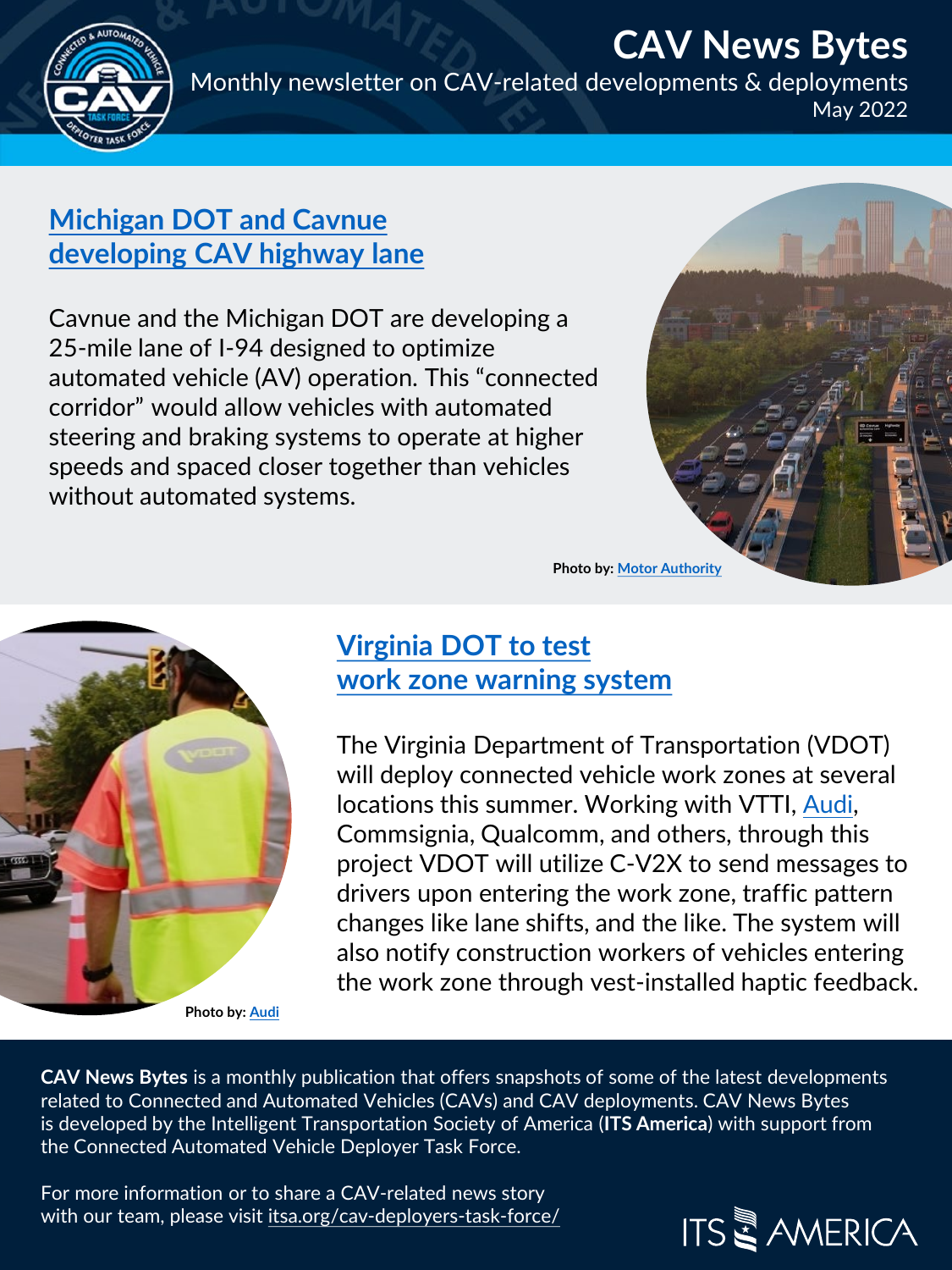# CAV News Bytes

Monthly newsletter on CAV-related developments & deployments

May 2022

## Michigan DOT and Cavnue developing CAV highway lane

Cavnue and the Michigan DOT are developing a 25-mile lane of I-94 designed to optimize automated vehicle (AV) operation. This "connected corridor" would allow vehicles with automated steering and braking systems to operate at higher speeds and spaced closer together than vehicles without automated systems.

**Photo by:** Motor Authority

## Virginia DOT to test work zone warning system

The Virginia Department of Transportation (VDOT) will deploy connected vehicle work zones at several locations this summer. Working with VTTI, Audi, Commsignia, Qualcomm, and others, through this project VDOT will utilize C-V2X to send messages to drivers upon entering the work zone, traffic pattern changes like lane shifts, and the like. The system will also notify construction workers of vehicles entering the work zone through vest-installed haptic feedback.

**Photo by:** Audi

**CAV News Bytes** is a monthly publication that offers snapshots of some of the latest developments related to Connected and Automated Vehicles (CAVs) and CAV deployments. CAV News Bytes is developed by the Intelligent Transportation Society of America (**ITS America**) with support from the Connected Automated Vehicle Deployer Task Force.

For more information or to share a CAV-related news story with our team, please visit itsa.org/cav-deployers-task-force/

ITS AMERICA